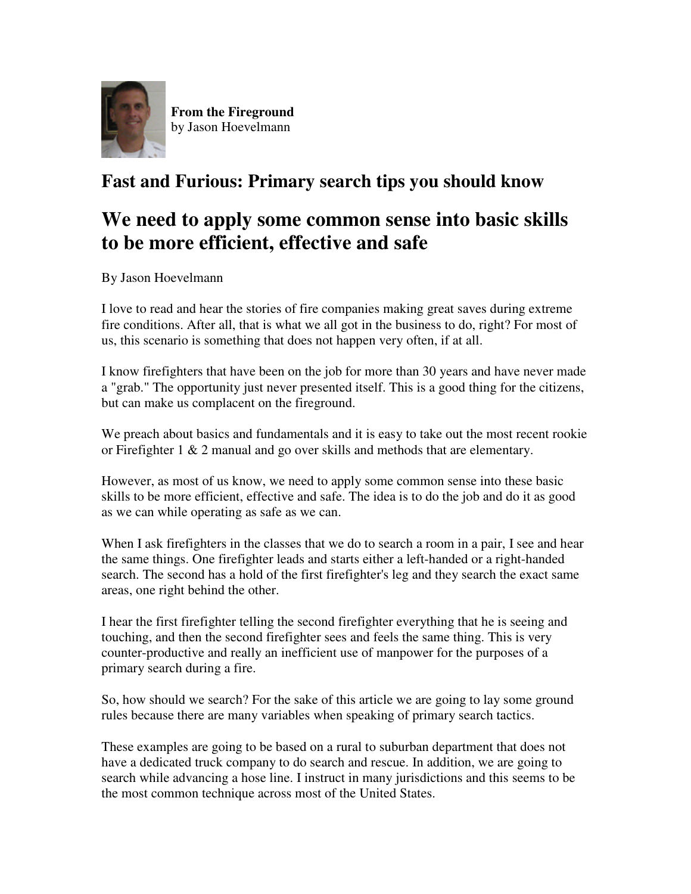**From the Fireground**
by Jason Hoevelmann

# Fast and Furious: Primary search tips you should know

## We need to apply some common sense into basic skills to be more efficient, effective and safe

By Jason Hoevelmann

I love to read and hear the stories of fire companies making great saves during extreme fire conditions. After all, that is what we all got in the business to do, right? For most of us, this scenario is something that does not happen very often, if at all.

I know firefighters that have been on the job for more than 30 years and have never made a "grab." The opportunity just never presented itself. This is a good thing for the citizens, but can make us complacent on the fireground.

We preach about basics and fundamentals and it is easy to take out the most recent rookie or Firefighter 1 & 2 manual and go over skills and methods that are elementary.

However, as most of us know, we need to apply some common sense into these basic skills to be more efficient, effective and safe. The idea is to do the job and do it as good as we can while operating as safe as we can.

When I ask firefighters in the classes that we do to search a room in a pair, I see and hear the same things. One firefighter leads and starts either a left-handed or a right-handed search. The second has a hold of the first firefighter's leg and they search the exact same areas, one right behind the other.

I hear the first firefighter telling the second firefighter everything that he is seeing and touching, and then the second firefighter sees and feels the same thing. This is very counter-productive and really an inefficient use of manpower for the purposes of a primary search during a fire.

So, how should we search? For the sake of this article we are going to lay some ground rules because there are many variables when speaking of primary search tactics.

These examples are going to be based on a rural to suburban department that does not have a dedicated truck company to do search and rescue. In addition, we are going to search while advancing a hose line. I instruct in many jurisdictions and this seems to be the most common technique across most of the United States.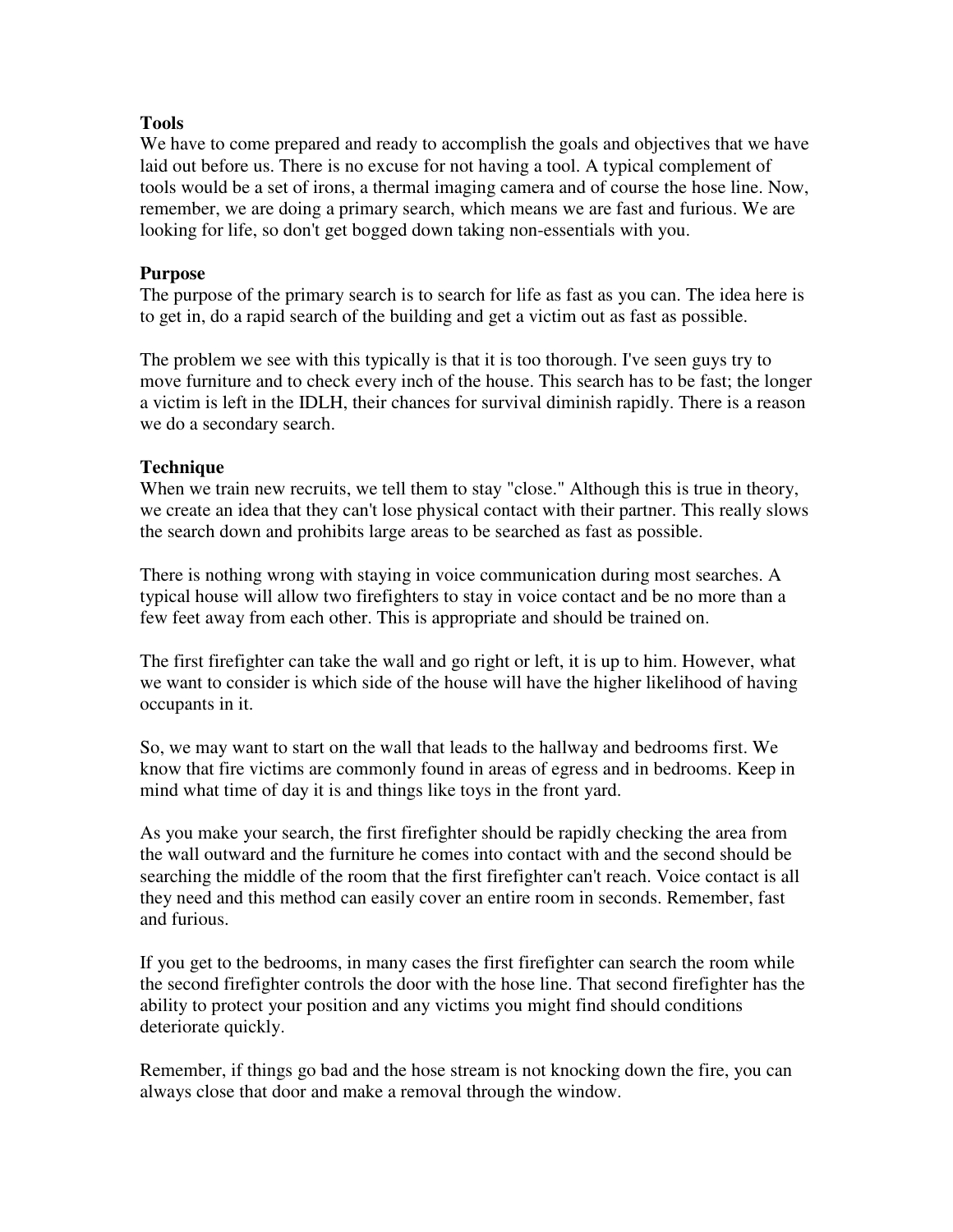**Tools**

We have to come prepared and ready to accomplish the goals and objectives that we have laid out before us. There is no excuse for not having a tool. A typical complement of tools would be a set of irons, a thermal imaging camera and of course the hose line. Now, remember, we are doing a primary search, which means we are fast and furious. We are looking for life, so don't get bogged down taking non-essentials with you.

**Purpose**

The purpose of the primary search is to search for life as fast as you can. The idea here is to get in, do a rapid search of the building and get a victim out as fast as possible.

The problem we see with this typically is that it is too thorough. I've seen guys try to move furniture and to check every inch of the house. This search has to be fast; the longer a victim is left in the IDLH, their chances for survival diminish rapidly. There is a reason we do a secondary search.

**Technique**

When we train new recruits, we tell them to stay "close." Although this is true in theory, we create an idea that they can't lose physical contact with their partner. This really slows the search down and prohibits large areas to be searched as fast as possible.

There is nothing wrong with staying in voice communication during most searches. A typical house will allow two firefighters to stay in voice contact and be no more than a few feet away from each other. This is appropriate and should be trained on.

The first firefighter can take the wall and go right or left, it is up to him. However, what we want to consider is which side of the house will have the higher likelihood of having occupants in it.

So, we may want to start on the wall that leads to the hallway and bedrooms first. We know that fire victims are commonly found in areas of egress and in bedrooms. Keep in mind what time of day it is and things like toys in the front yard.

As you make your search, the first firefighter should be rapidly checking the area from the wall outward and the furniture he comes into contact with and the second should be searching the middle of the room that the first firefighter can't reach. Voice contact is all they need and this method can easily cover an entire room in seconds. Remember, fast and furious.

If you get to the bedrooms, in many cases the first firefighter can search the room while the second firefighter controls the door with the hose line. That second firefighter has the ability to protect your position and any victims you might find should conditions deteriorate quickly.

Remember, if things go bad and the hose stream is not knocking down the fire, you can always close that door and make a removal through the window.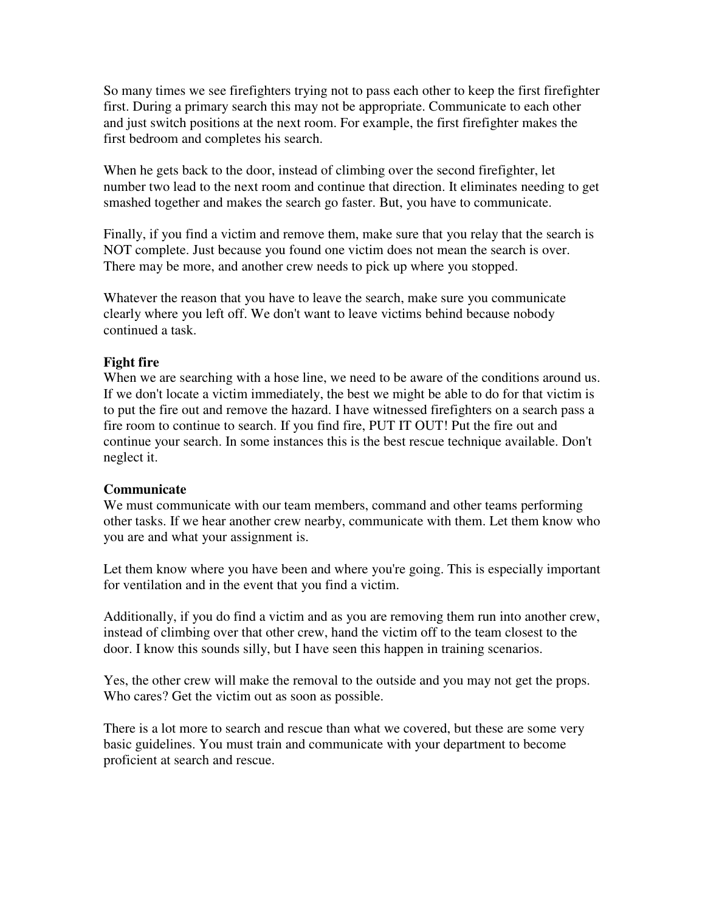So many times we see firefighters trying not to pass each other to keep the first firefighter first. During a primary search this may not be appropriate. Communicate to each other and just switch positions at the next room. For example, the first firefighter makes the first bedroom and completes his search.

When he gets back to the door, instead of climbing over the second firefighter, let number two lead to the next room and continue that direction. It eliminates needing to get smashed together and makes the search go faster. But, you have to communicate.

Finally, if you find a victim and remove them, make sure that you relay that the search is NOT complete. Just because you found one victim does not mean the search is over. There may be more, and another crew needs to pick up where you stopped.

Whatever the reason that you have to leave the search, make sure you communicate clearly where you left off. We don't want to leave victims behind because nobody continued a task.

**Fight fire**

When we are searching with a hose line, we need to be aware of the conditions around us. If we don't locate a victim immediately, the best we might be able to do for that victim is to put the fire out and remove the hazard. I have witnessed firefighters on a search pass a fire room to continue to search. If you find fire, PUT IT OUT! Put the fire out and continue your search. In some instances this is the best rescue technique available. Don't neglect it.

**Communicate**

We must communicate with our team members, command and other teams performing other tasks. If we hear another crew nearby, communicate with them. Let them know who you are and what your assignment is.

Let them know where you have been and where you're going. This is especially important for ventilation and in the event that you find a victim.

Additionally, if you do find a victim and as you are removing them run into another crew, instead of climbing over that other crew, hand the victim off to the team closest to the door. I know this sounds silly, but I have seen this happen in training scenarios.

Yes, the other crew will make the removal to the outside and you may not get the props. Who cares? Get the victim out as soon as possible.

There is a lot more to search and rescue than what we covered, but these are some very basic guidelines. You must train and communicate with your department to become proficient at search and rescue.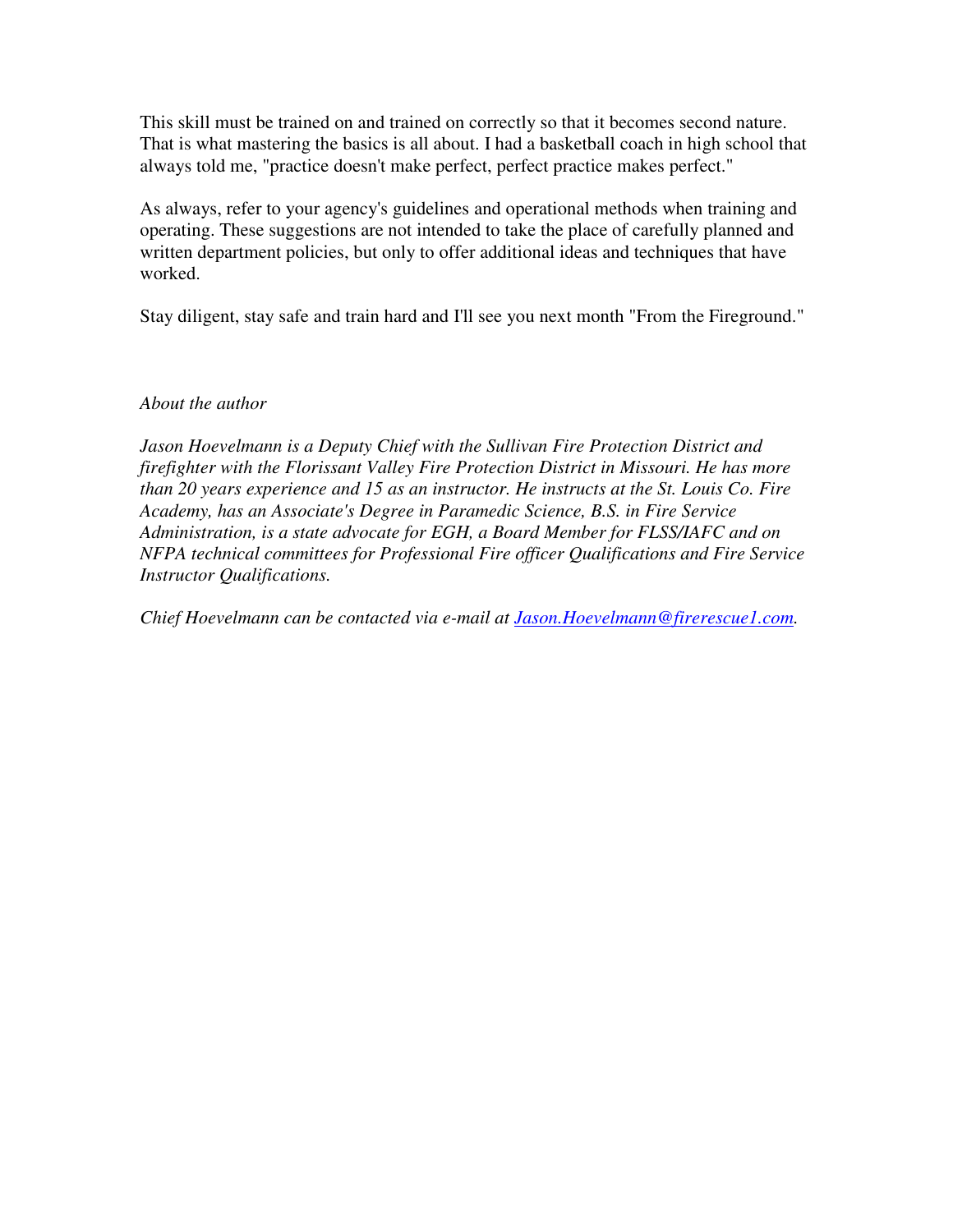This skill must be trained on and trained on correctly so that it becomes second nature. That is what mastering the basics is all about. I had a basketball coach in high school that always told me, "practice doesn't make perfect, perfect practice makes perfect."

As always, refer to your agency's guidelines and operational methods when training and operating. These suggestions are not intended to take the place of carefully planned and written department policies, but only to offer additional ideas and techniques that have worked.

Stay diligent, stay safe and train hard and I'll see you next month "From the Fireground."

*About the author*

*Jason Hoevelmann is a Deputy Chief with the Sullivan Fire Protection District and firefighter with the Florissant Valley Fire Protection District in Missouri. He has more than 20 years experience and 15 as an instructor. He instructs at the St. Louis Co. Fire Academy, has an Associate's Degree in Paramedic Science, B.S. in Fire Service Administration, is a state advocate for EGH, a Board Member for FLSS/IAFC and on NFPA technical committees for Professional Fire officer Qualifications and Fire Service Instructor Qualifications.*

*Chief Hoevelmann can be contacted via e-mail at [Jason.Hoevelmann@firerescue1.com](mailto:Jason.Hoevelmann@firerescue1.com).*